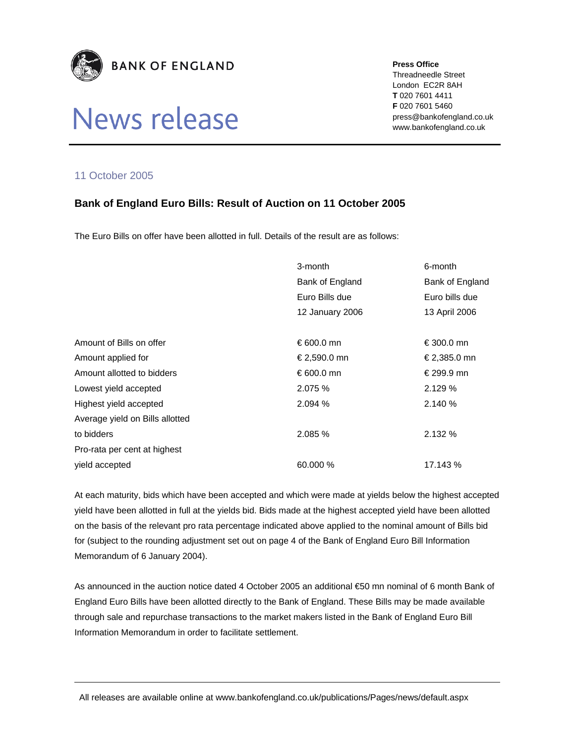**BANK OF ENGLAND**

# News release

**Press Office**
Threadneedle Street
London EC2R 8AH
**T** 020 7601 4411
**F** 020 7601 5460
press@bankofengland.co.uk
www.bankofengland.co.uk

11 October 2005

## Bank of England Euro Bills: Result of Auction on 11 October 2005

The Euro Bills on offer have been allotted in full. Details of the result are as follows:

| | 3-month Bank of England Euro Bills due 12 January 2006 | 6-month Bank of England Euro bills due 13 April 2006 |
|---|---|---|
| Amount of Bills on offer | € 600.0 mn | € 300.0 mn |
| Amount applied for | € 2,590.0 mn | € 2,385.0 mn |
| Amount allotted to bidders | € 600.0 mn | € 299.9 mn |
| Lowest yield accepted | 2.075 % | 2.129 % |
| Highest yield accepted | 2.094 % | 2.140 % |
| Average yield on Bills allotted to bidders | 2.085 % | 2.132 % |
| Pro-rata per cent at highest yield accepted | 60.000 % | 17.143 % |

At each maturity, bids which have been accepted and which were made at yields below the highest accepted yield have been allotted in full at the yields bid. Bids made at the highest accepted yield have been allotted on the basis of the relevant pro rata percentage indicated above applied to the nominal amount of Bills bid for (subject to the rounding adjustment set out on page 4 of the Bank of England Euro Bill Information Memorandum of 6 January 2004).

As announced in the auction notice dated 4 October 2005 an additional €50 mn nominal of 6 month Bank of England Euro Bills have been allotted directly to the Bank of England. These Bills may be made available through sale and repurchase transactions to the market makers listed in the Bank of England Euro Bill Information Memorandum in order to facilitate settlement.

All releases are available online at www.bankofengland.co.uk/publications/Pages/news/default.aspx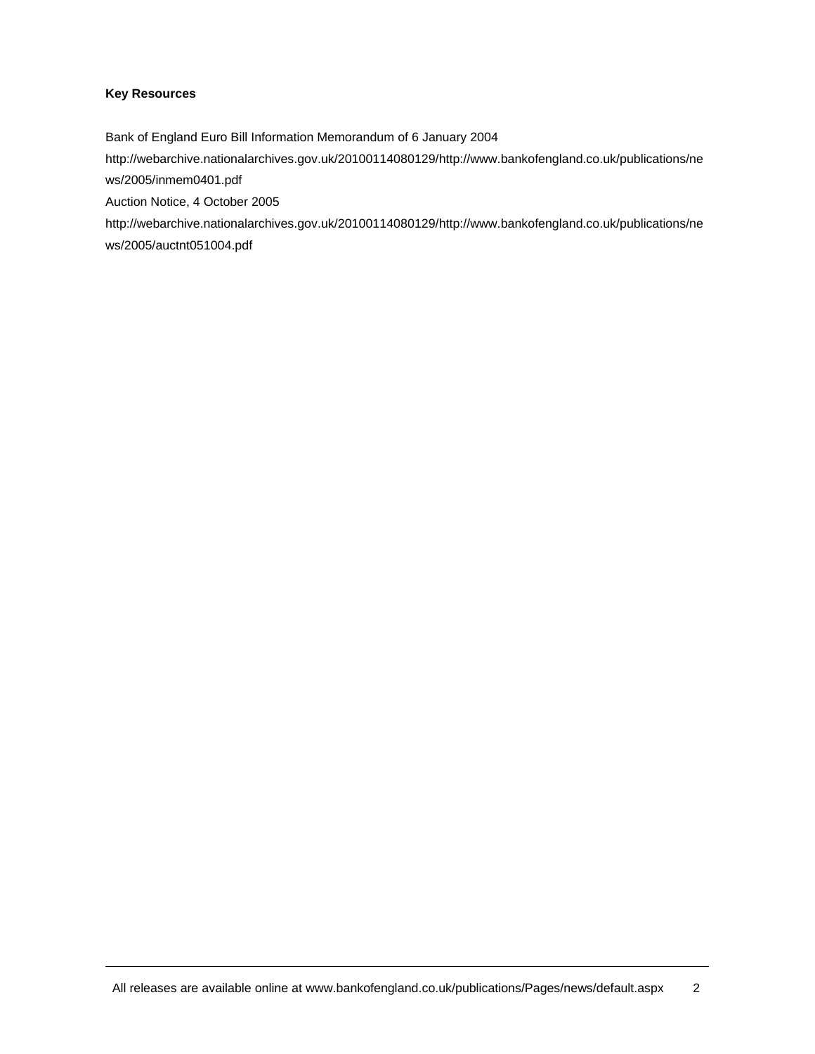**Key Resources**

Bank of England Euro Bill Information Memorandum of 6 January 2004

http://webarchive.nationalarchives.gov.uk/20100114080129/http://www.bankofengland.co.uk/publications/news/2005/inmem0401.pdf

Auction Notice, 4 October 2005

http://webarchive.nationalarchives.gov.uk/20100114080129/http://www.bankofengland.co.uk/publications/news/2005/auctnt051004.pdf